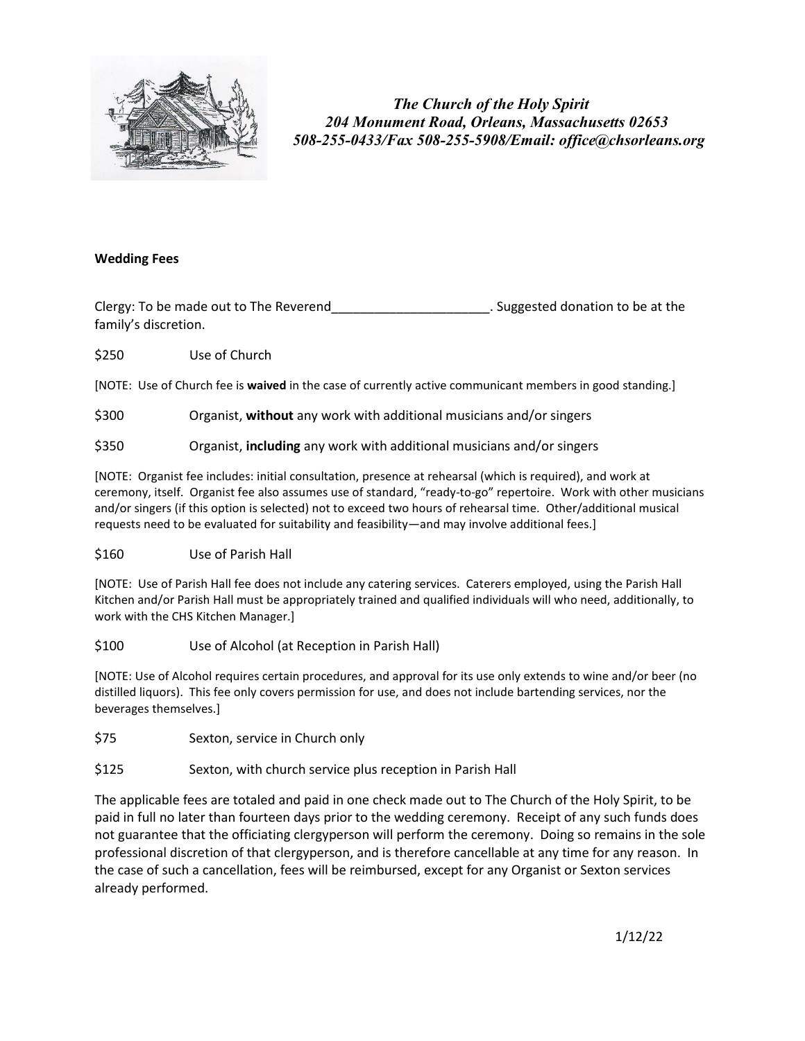*The Church of the Holy Spirit*
*204 Monument Road, Orleans, Massachusetts 02653*
*508-255-0433/Fax 508-255-5908/Email: office@chsorleans.org*

**Wedding Fees**

Clergy: To be made out to The Reverend______________________. Suggested donation to be at the family's discretion.

$250 Use of Church

[NOTE: Use of Church fee is **waived** in the case of currently active communicant members in good standing.]

$300 Organist, **without** any work with additional musicians and/or singers

$350 Organist, **including** any work with additional musicians and/or singers

[NOTE: Organist fee includes: initial consultation, presence at rehearsal (which is required), and work at ceremony, itself. Organist fee also assumes use of standard, "ready-to-go" repertoire. Work with other musicians and/or singers (if this option is selected) not to exceed two hours of rehearsal time. Other/additional musical requests need to be evaluated for suitability and feasibility—and may involve additional fees.]

$160 Use of Parish Hall

[NOTE: Use of Parish Hall fee does not include any catering services. Caterers employed, using the Parish Hall Kitchen and/or Parish Hall must be appropriately trained and qualified individuals will who need, additionally, to work with the CHS Kitchen Manager.]

$100 Use of Alcohol (at Reception in Parish Hall)

[NOTE: Use of Alcohol requires certain procedures, and approval for its use only extends to wine and/or beer (no distilled liquors). This fee only covers permission for use, and does not include bartending services, nor the beverages themselves.]

$75 Sexton, service in Church only

$125 Sexton, with church service plus reception in Parish Hall

The applicable fees are totaled and paid in one check made out to The Church of the Holy Spirit, to be paid in full no later than fourteen days prior to the wedding ceremony. Receipt of any such funds does not guarantee that the officiating clergyperson will perform the ceremony. Doing so remains in the sole professional discretion of that clergyperson, and is therefore cancellable at any time for any reason. In the case of such a cancellation, fees will be reimbursed, except for any Organist or Sexton services already performed.

1/12/22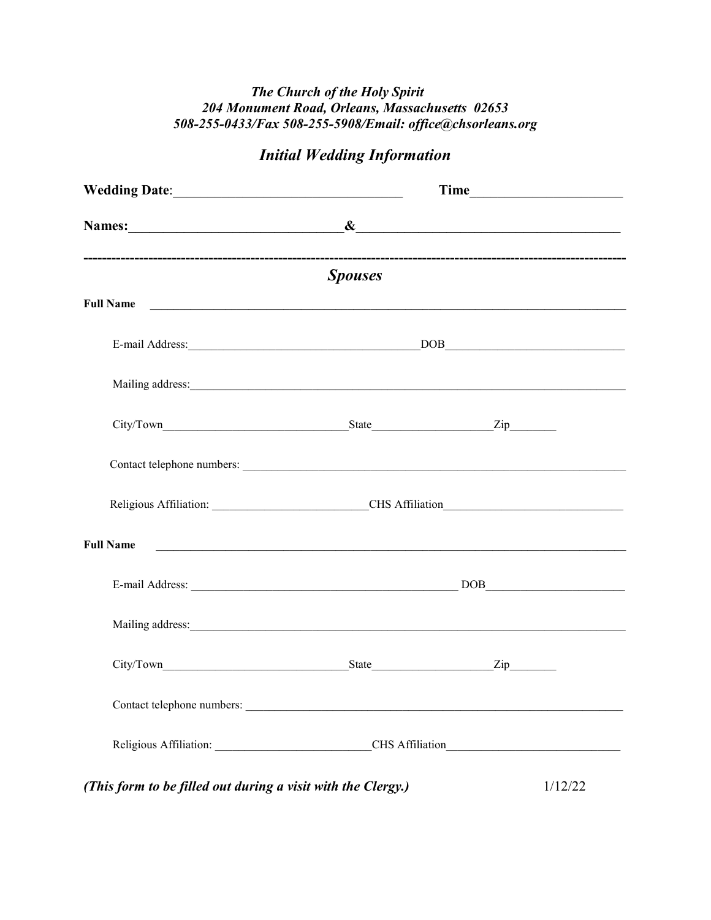***The Church of the Holy Spirit***
***204 Monument Road, Orleans, Massachusetts 02653***
***508-255-0433/Fax 508-255-5908/Email: office@chsorleans.org***

## *Initial Wedding Information*

**Wedding Date**:_________________________________ **Time**______________________

**Names:______________________________&____________________________________**

---

## *Spouses*

**Full Name** ________________________________________________________________________________

E-mail Address:________________________________________DOB______________________________

Mailing address:_____________________________________________________________________________

City/Town________________________________State____________________Zip________

Contact telephone numbers: ____________________________________________________________________

Religious Affiliation: __________________________CHS Affiliation______________________________

**Full Name** ________________________________________________________________________________

E-mail Address: ______________________________________________ DOB________________________

Mailing address:_____________________________________________________________________________

City/Town________________________________State____________________Zip________

Contact telephone numbers: ____________________________________________________________________

Religious Affiliation: __________________________CHS Affiliation______________________________

***(This form to be filled out during a visit with the Clergy.)*** 1/12/22